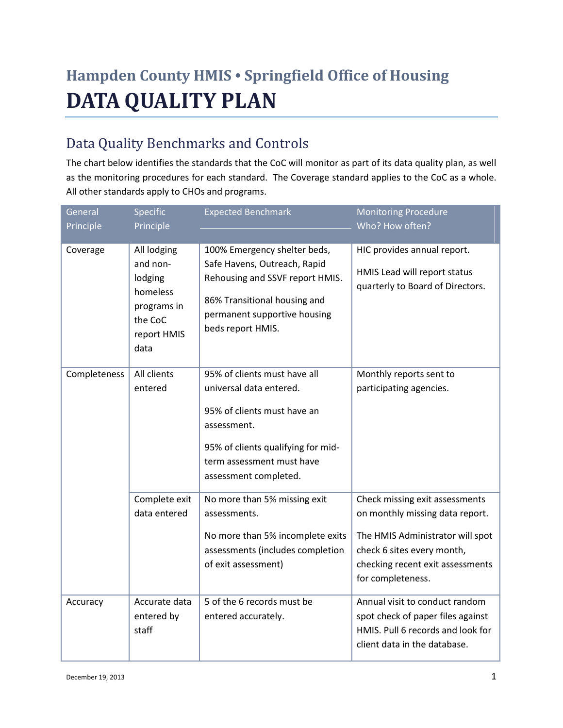# Hampden County HMIS • Springfield Office of Housing

# DATA QUALITY PLAN

## Data Quality Benchmarks and Controls

The chart below identifies the standards that the CoC will monitor as part of its data quality plan, as well as the monitoring procedures for each standard. The Coverage standard applies to the CoC as a whole. All other standards apply to CHOs and programs.

| General Principle | Specific Principle | Expected Benchmark | Monitoring Procedure Who? How often? |
|---|---|---|---|
| Coverage | All lodging and non-lodging homeless programs in the CoC report HMIS data | 100% Emergency shelter beds, Safe Havens, Outreach, Rapid Rehousing and SSVF report HMIS.<br><br>86% Transitional housing and permanent supportive housing beds report HMIS. | HIC provides annual report.<br><br>HMIS Lead will report status quarterly to Board of Directors. |
| Completeness | All clients entered | 95% of clients must have all universal data entered.<br><br>95% of clients must have an assessment.<br><br>95% of clients qualifying for mid-term assessment must have assessment completed. | Monthly reports sent to participating agencies. |
| | Complete exit data entered | No more than 5% missing exit assessments.<br><br>No more than 5% incomplete exits assessments (includes completion of exit assessment) | Check missing exit assessments on monthly missing data report.<br><br>The HMIS Administrator will spot check 6 sites every month, checking recent exit assessments for completeness. |
| Accuracy | Accurate data entered by staff | 5 of the 6 records must be entered accurately. | Annual visit to conduct random spot check of paper files against HMIS. Pull 6 records and look for client data in the database. |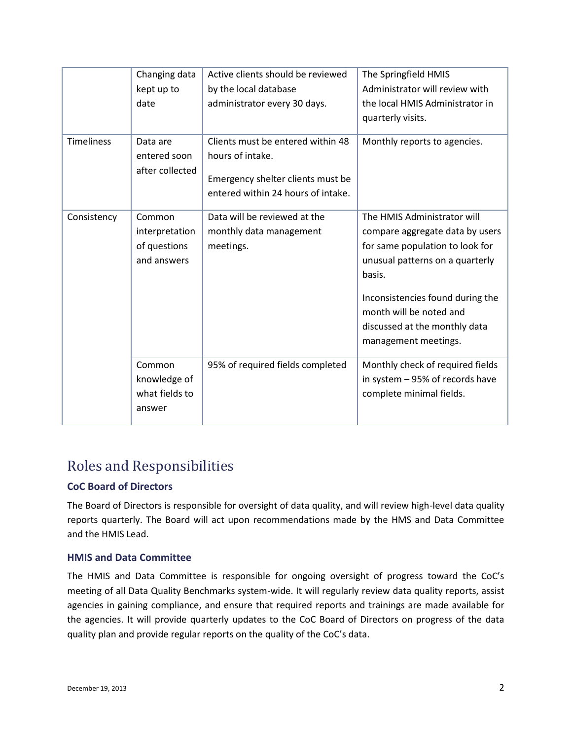| | | | |
|---|---|---|---|
| | Changing data kept up to date | Active clients should be reviewed by the local database administrator every 30 days. | The Springfield HMIS Administrator will review with the local HMIS Administrator in quarterly visits. |
| Timeliness | Data are entered soon after collected | Clients must be entered within 48 hours of intake.<br><br>Emergency shelter clients must be entered within 24 hours of intake. | Monthly reports to agencies. |
| Consistency | Common interpretation of questions and answers | Data will be reviewed at the monthly data management meetings. | The HMIS Administrator will compare aggregate data by users for same population to look for unusual patterns on a quarterly basis.<br><br>Inconsistencies found during the month will be noted and discussed at the monthly data management meetings. |
| | Common knowledge of what fields to answer | 95% of required fields completed | Monthly check of required fields in system – 95% of records have complete minimal fields. |

## Roles and Responsibilities

### CoC Board of Directors

The Board of Directors is responsible for oversight of data quality, and will review high-level data quality reports quarterly. The Board will act upon recommendations made by the HMS and Data Committee and the HMIS Lead.

### HMIS and Data Committee

The HMIS and Data Committee is responsible for ongoing oversight of progress toward the CoC's meeting of all Data Quality Benchmarks system-wide. It will regularly review data quality reports, assist agencies in gaining compliance, and ensure that required reports and trainings are made available for the agencies. It will provide quarterly updates to the CoC Board of Directors on progress of the data quality plan and provide regular reports on the quality of the CoC's data.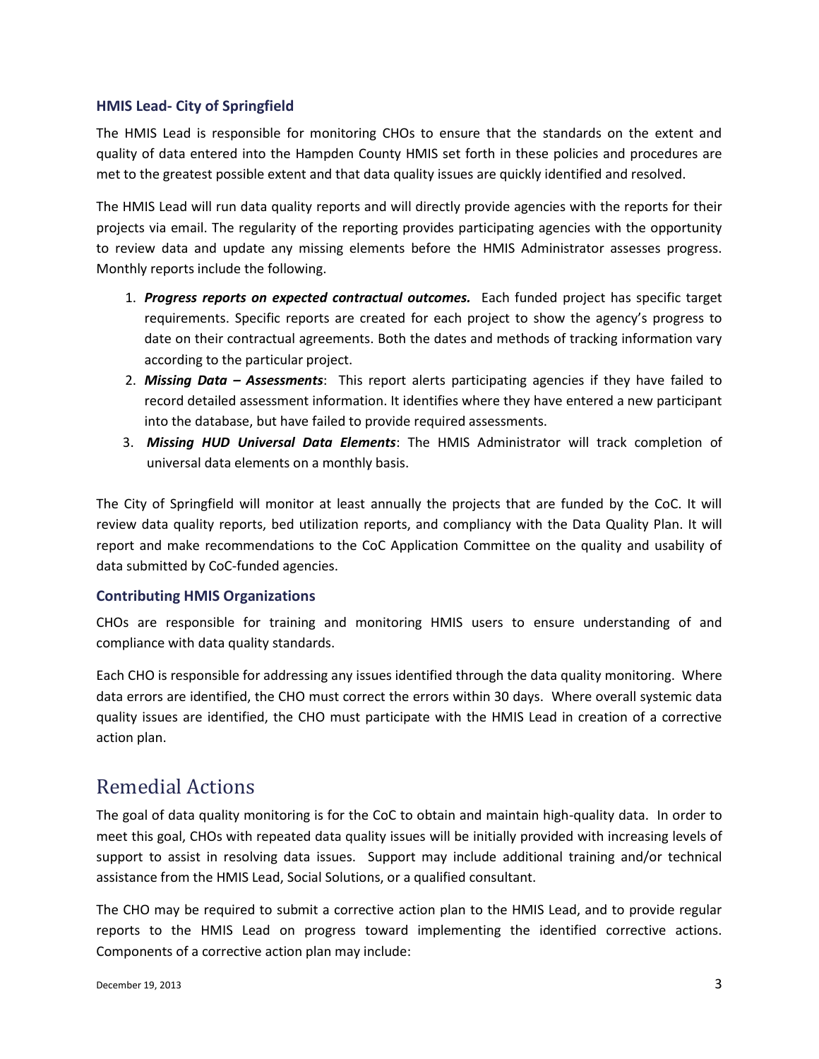### HMIS Lead- City of Springfield

The HMIS Lead is responsible for monitoring CHOs to ensure that the standards on the extent and quality of data entered into the Hampden County HMIS set forth in these policies and procedures are met to the greatest possible extent and that data quality issues are quickly identified and resolved.

The HMIS Lead will run data quality reports and will directly provide agencies with the reports for their projects via email. The regularity of the reporting provides participating agencies with the opportunity to review data and update any missing elements before the HMIS Administrator assesses progress. Monthly reports include the following.

1. ***Progress reports on expected contractual outcomes.*** Each funded project has specific target requirements. Specific reports are created for each project to show the agency's progress to date on their contractual agreements. Both the dates and methods of tracking information vary according to the particular project.
2. ***Missing Data – Assessments***: This report alerts participating agencies if they have failed to record detailed assessment information. It identifies where they have entered a new participant into the database, but have failed to provide required assessments.
3. ***Missing HUD Universal Data Elements***: The HMIS Administrator will track completion of universal data elements on a monthly basis.

The City of Springfield will monitor at least annually the projects that are funded by the CoC. It will review data quality reports, bed utilization reports, and compliancy with the Data Quality Plan. It will report and make recommendations to the CoC Application Committee on the quality and usability of data submitted by CoC-funded agencies.

### Contributing HMIS Organizations

CHOs are responsible for training and monitoring HMIS users to ensure understanding of and compliance with data quality standards.

Each CHO is responsible for addressing any issues identified through the data quality monitoring. Where data errors are identified, the CHO must correct the errors within 30 days. Where overall systemic data quality issues are identified, the CHO must participate with the HMIS Lead in creation of a corrective action plan.

## Remedial Actions

The goal of data quality monitoring is for the CoC to obtain and maintain high-quality data. In order to meet this goal, CHOs with repeated data quality issues will be initially provided with increasing levels of support to assist in resolving data issues. Support may include additional training and/or technical assistance from the HMIS Lead, Social Solutions, or a qualified consultant.

The CHO may be required to submit a corrective action plan to the HMIS Lead, and to provide regular reports to the HMIS Lead on progress toward implementing the identified corrective actions. Components of a corrective action plan may include: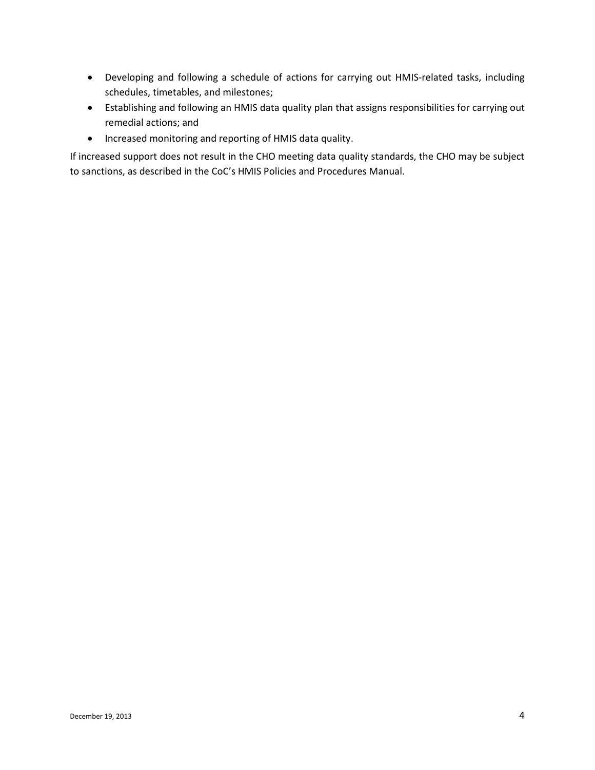- Developing and following a schedule of actions for carrying out HMIS-related tasks, including schedules, timetables, and milestones;
- Establishing and following an HMIS data quality plan that assigns responsibilities for carrying out remedial actions; and
- Increased monitoring and reporting of HMIS data quality.

If increased support does not result in the CHO meeting data quality standards, the CHO may be subject to sanctions, as described in the CoC's HMIS Policies and Procedures Manual.